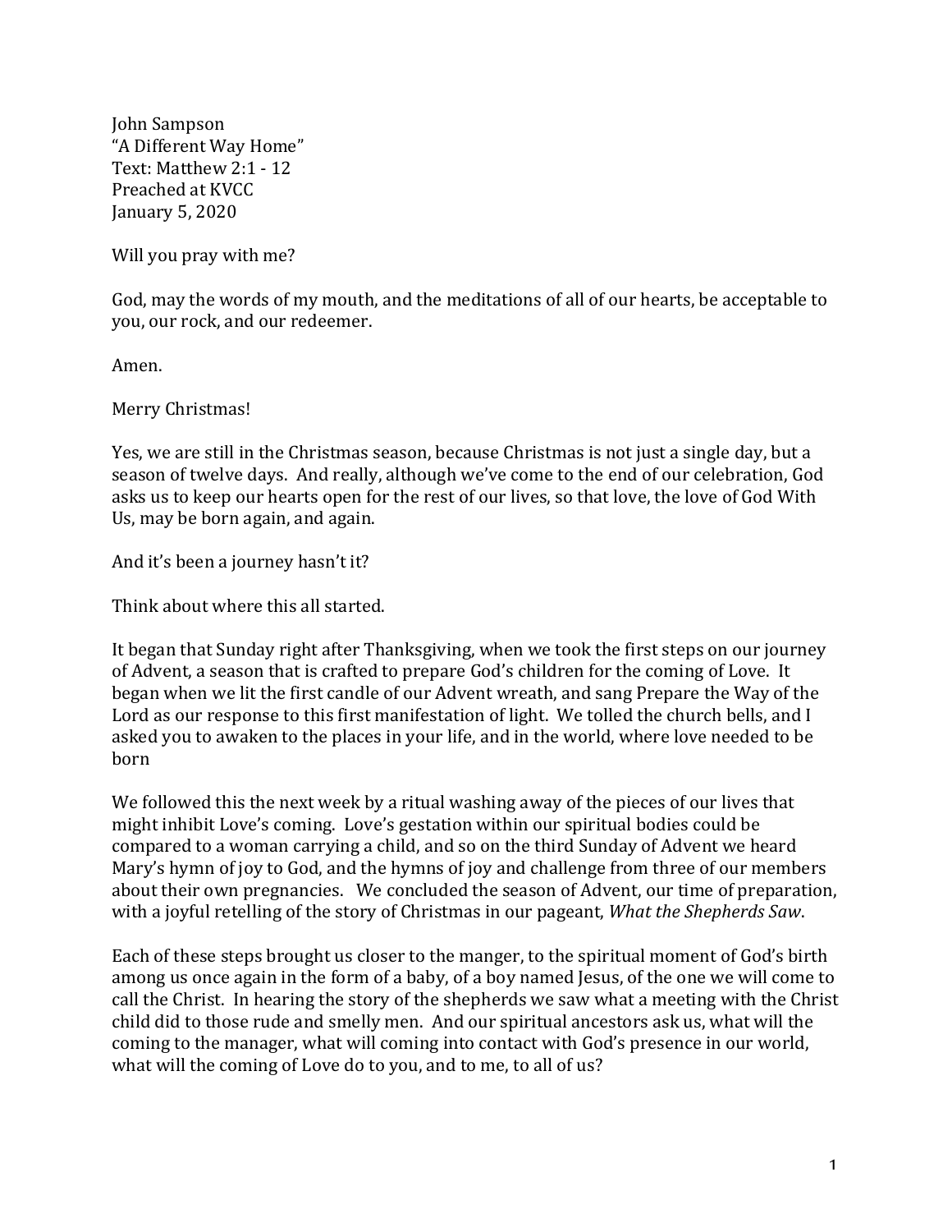John Sampson
"A Different Way Home"
Text: Matthew 2:1 - 12
Preached at KVCC
January 5, 2020

Will you pray with me?

God, may the words of my mouth, and the meditations of all of our hearts, be acceptable to you, our rock, and our redeemer.

Amen.

Merry Christmas!

Yes, we are still in the Christmas season, because Christmas is not just a single day, but a season of twelve days. And really, although we've come to the end of our celebration, God asks us to keep our hearts open for the rest of our lives, so that love, the love of God With Us, may be born again, and again.

And it's been a journey hasn't it?

Think about where this all started.

It began that Sunday right after Thanksgiving, when we took the first steps on our journey of Advent, a season that is crafted to prepare God's children for the coming of Love. It began when we lit the first candle of our Advent wreath, and sang Prepare the Way of the Lord as our response to this first manifestation of light. We tolled the church bells, and I asked you to awaken to the places in your life, and in the world, where love needed to be born

We followed this the next week by a ritual washing away of the pieces of our lives that might inhibit Love's coming. Love's gestation within our spiritual bodies could be compared to a woman carrying a child, and so on the third Sunday of Advent we heard Mary's hymn of joy to God, and the hymns of joy and challenge from three of our members about their own pregnancies. We concluded the season of Advent, our time of preparation, with a joyful retelling of the story of Christmas in our pageant, *What the Shepherds Saw*.

Each of these steps brought us closer to the manger, to the spiritual moment of God's birth among us once again in the form of a baby, of a boy named Jesus, of the one we will come to call the Christ. In hearing the story of the shepherds we saw what a meeting with the Christ child did to those rude and smelly men. And our spiritual ancestors ask us, what will the coming to the manager, what will coming into contact with God's presence in our world, what will the coming of Love do to you, and to me, to all of us?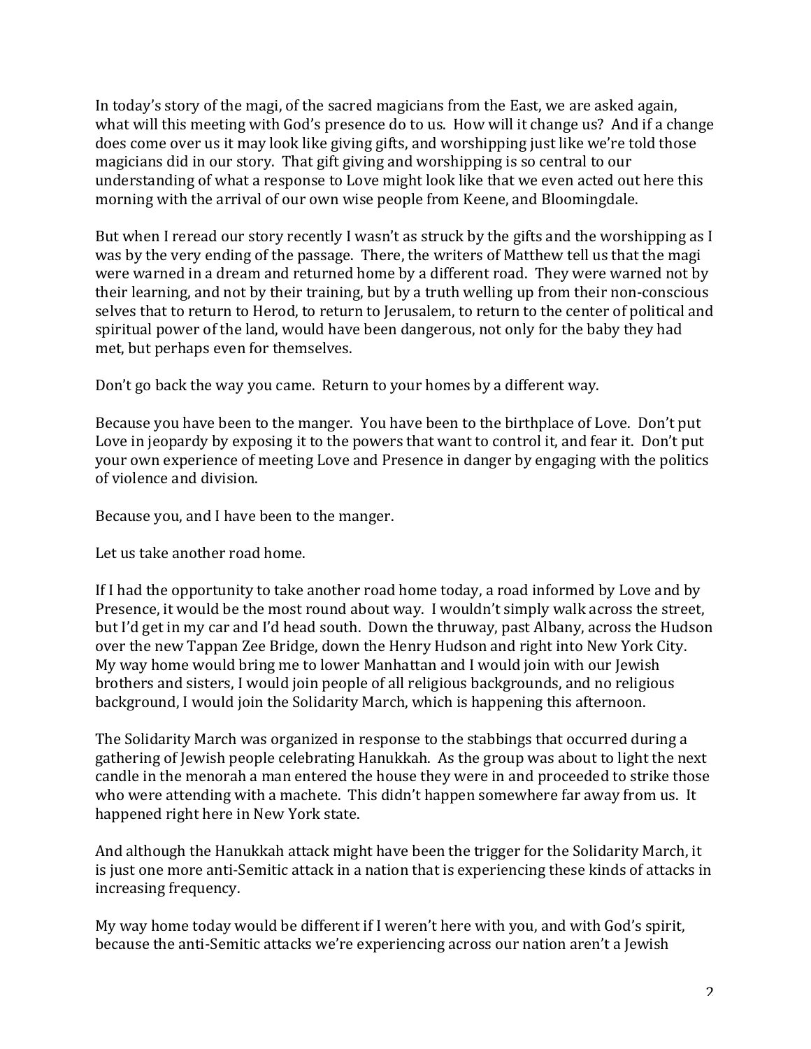In today's story of the magi, of the sacred magicians from the East, we are asked again, what will this meeting with God's presence do to us. How will it change us? And if a change does come over us it may look like giving gifts, and worshipping just like we're told those magicians did in our story. That gift giving and worshipping is so central to our understanding of what a response to Love might look like that we even acted out here this morning with the arrival of our own wise people from Keene, and Bloomingdale.

But when I reread our story recently I wasn't as struck by the gifts and the worshipping as I was by the very ending of the passage. There, the writers of Matthew tell us that the magi were warned in a dream and returned home by a different road. They were warned not by their learning, and not by their training, but by a truth welling up from their non-conscious selves that to return to Herod, to return to Jerusalem, to return to the center of political and spiritual power of the land, would have been dangerous, not only for the baby they had met, but perhaps even for themselves.

Don't go back the way you came. Return to your homes by a different way.

Because you have been to the manger. You have been to the birthplace of Love. Don't put Love in jeopardy by exposing it to the powers that want to control it, and fear it. Don't put your own experience of meeting Love and Presence in danger by engaging with the politics of violence and division.

Because you, and I have been to the manger.

Let us take another road home.

If I had the opportunity to take another road home today, a road informed by Love and by Presence, it would be the most round about way. I wouldn't simply walk across the street, but I'd get in my car and I'd head south. Down the thruway, past Albany, across the Hudson over the new Tappan Zee Bridge, down the Henry Hudson and right into New York City. My way home would bring me to lower Manhattan and I would join with our Jewish brothers and sisters, I would join people of all religious backgrounds, and no religious background, I would join the Solidarity March, which is happening this afternoon.

The Solidarity March was organized in response to the stabbings that occurred during a gathering of Jewish people celebrating Hanukkah. As the group was about to light the next candle in the menorah a man entered the house they were in and proceeded to strike those who were attending with a machete. This didn't happen somewhere far away from us. It happened right here in New York state.

And although the Hanukkah attack might have been the trigger for the Solidarity March, it is just one more anti-Semitic attack in a nation that is experiencing these kinds of attacks in increasing frequency.

My way home today would be different if I weren't here with you, and with God's spirit, because the anti-Semitic attacks we're experiencing across our nation aren't a Jewish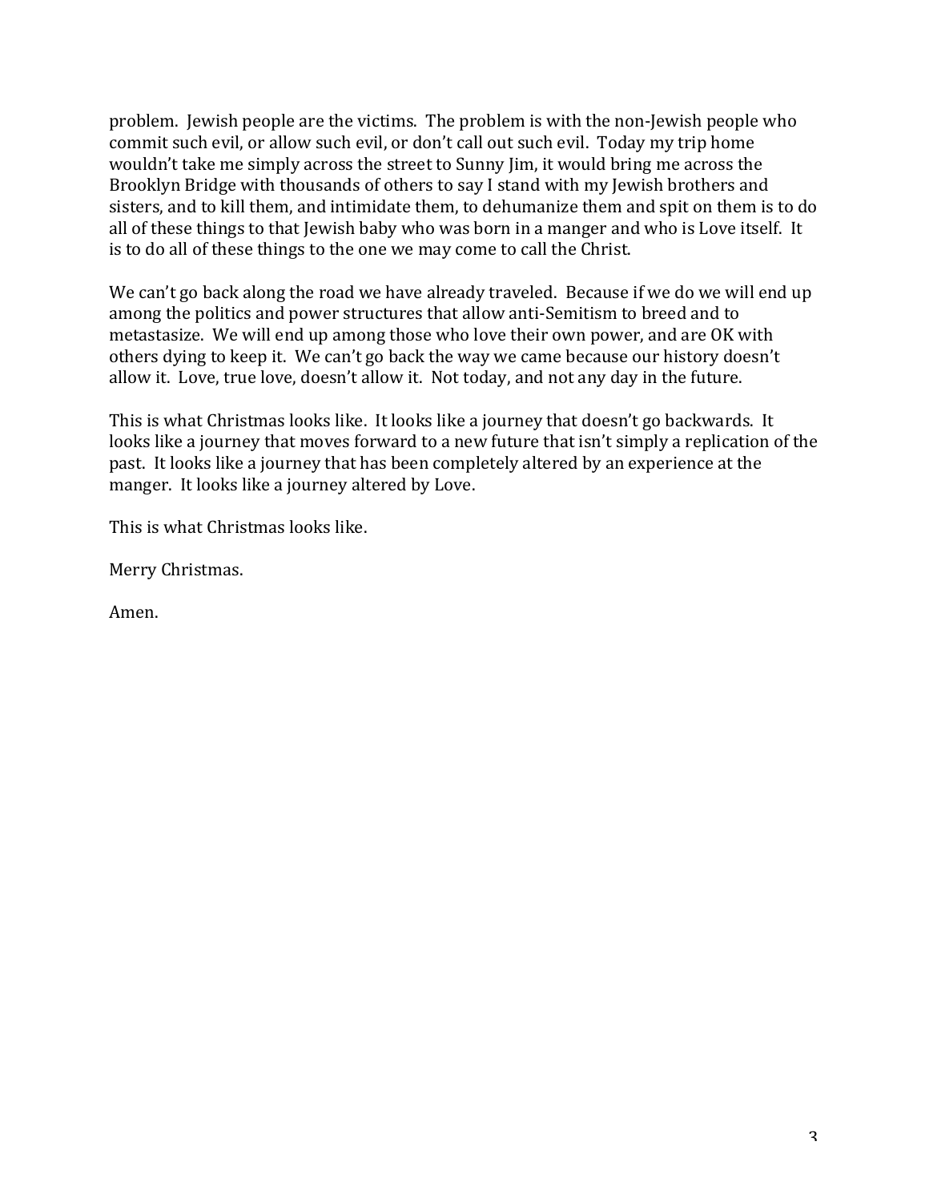problem. Jewish people are the victims. The problem is with the non-Jewish people who commit such evil, or allow such evil, or don't call out such evil. Today my trip home wouldn't take me simply across the street to Sunny Jim, it would bring me across the Brooklyn Bridge with thousands of others to say I stand with my Jewish brothers and sisters, and to kill them, and intimidate them, to dehumanize them and spit on them is to do all of these things to that Jewish baby who was born in a manger and who is Love itself. It is to do all of these things to the one we may come to call the Christ.

We can't go back along the road we have already traveled. Because if we do we will end up among the politics and power structures that allow anti-Semitism to breed and to metastasize. We will end up among those who love their own power, and are OK with others dying to keep it. We can't go back the way we came because our history doesn't allow it. Love, true love, doesn't allow it. Not today, and not any day in the future.

This is what Christmas looks like. It looks like a journey that doesn't go backwards. It looks like a journey that moves forward to a new future that isn't simply a replication of the past. It looks like a journey that has been completely altered by an experience at the manger. It looks like a journey altered by Love.

This is what Christmas looks like.

Merry Christmas.

Amen.